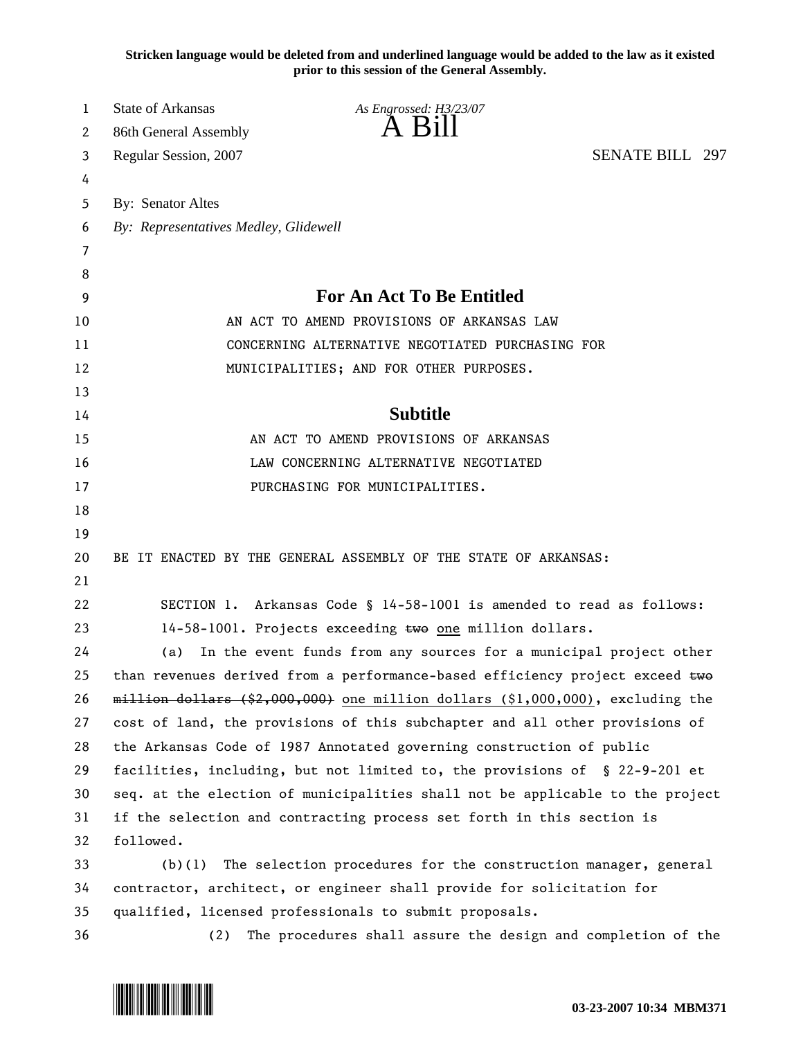**Stricken language would be deleted from and underlined language would be added to the law as it existed prior to this session of the General Assembly.**

State of Arkansas *As Engrossed: H3/23/07*
86th General Assembly **A Bill**
Regular Session, 2007 SENATE BILL 297

By: Senator Altes
*By: Representatives Medley, Glidewell*

## For An Act To Be Entitled

AN ACT TO AMEND PROVISIONS OF ARKANSAS LAW CONCERNING ALTERNATIVE NEGOTIATED PURCHASING FOR MUNICIPALITIES; AND FOR OTHER PURPOSES.

## Subtitle

AN ACT TO AMEND PROVISIONS OF ARKANSAS LAW CONCERNING ALTERNATIVE NEGOTIATED PURCHASING FOR MUNICIPALITIES.

BE IT ENACTED BY THE GENERAL ASSEMBLY OF THE STATE OF ARKANSAS:

SECTION 1. Arkansas Code § 14-58-1001 is amended to read as follows:

14-58-1001. Projects exceeding ~~two~~ <u>one</u> million dollars.

(a) In the event funds from any sources for a municipal project other than revenues derived from a performance-based efficiency project exceed ~~two million dollars ($2,000,000)~~ <u>one million dollars ($1,000,000)</u>, excluding the cost of land, the provisions of this subchapter and all other provisions of the Arkansas Code of 1987 Annotated governing construction of public facilities, including, but not limited to, the provisions of § 22-9-201 et seq. at the election of municipalities shall not be applicable to the project if the selection and contracting process set forth in this section is followed.

(b)(1) The selection procedures for the construction manager, general contractor, architect, or engineer shall provide for solicitation for qualified, licensed professionals to submit proposals.

(2) The procedures shall assure the design and completion of the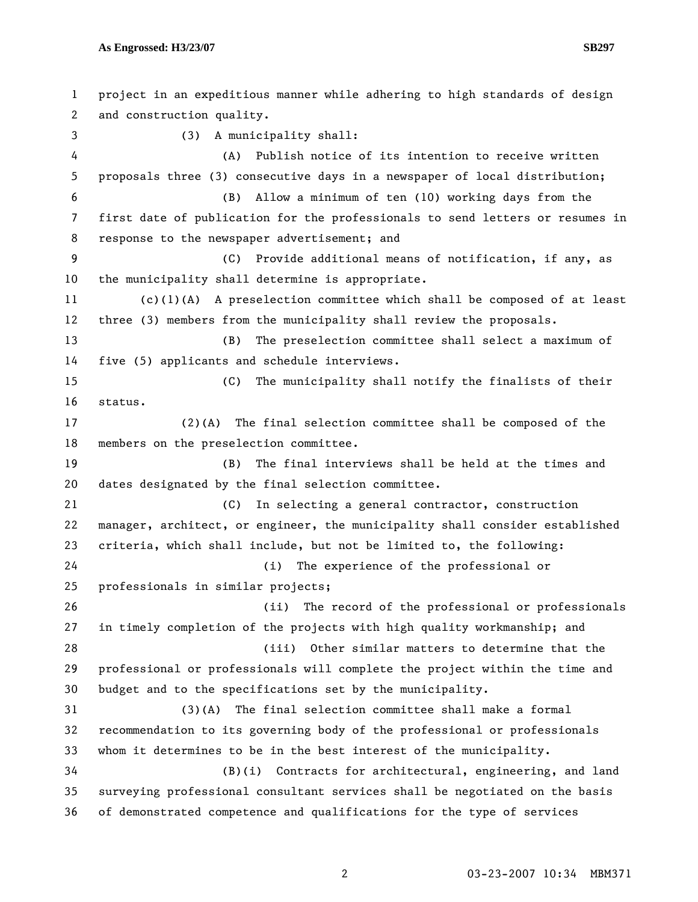project in an expeditious manner while adhering to high standards of design and construction quality.

(3) A municipality shall:

(A) Publish notice of its intention to receive written proposals three (3) consecutive days in a newspaper of local distribution;

(B) Allow a minimum of ten (10) working days from the first date of publication for the professionals to send letters or resumes in response to the newspaper advertisement; and

(C) Provide additional means of notification, if any, as the municipality shall determine is appropriate.

(c)(1)(A) A preselection committee which shall be composed of at least three (3) members from the municipality shall review the proposals.

(B) The preselection committee shall select a maximum of five (5) applicants and schedule interviews.

(C) The municipality shall notify the finalists of their status.

(2)(A) The final selection committee shall be composed of the members on the preselection committee.

(B) The final interviews shall be held at the times and dates designated by the final selection committee.

(C) In selecting a general contractor, construction manager, architect, or engineer, the municipality shall consider established criteria, which shall include, but not be limited to, the following:

(i) The experience of the professional or professionals in similar projects;

(ii) The record of the professional or professionals in timely completion of the projects with high quality workmanship; and

(iii) Other similar matters to determine that the professional or professionals will complete the project within the time and budget and to the specifications set by the municipality.

(3)(A) The final selection committee shall make a formal recommendation to its governing body of the professional or professionals whom it determines to be in the best interest of the municipality.

(B)(i) Contracts for architectural, engineering, and land surveying professional consultant services shall be negotiated on the basis of demonstrated competence and qualifications for the type of services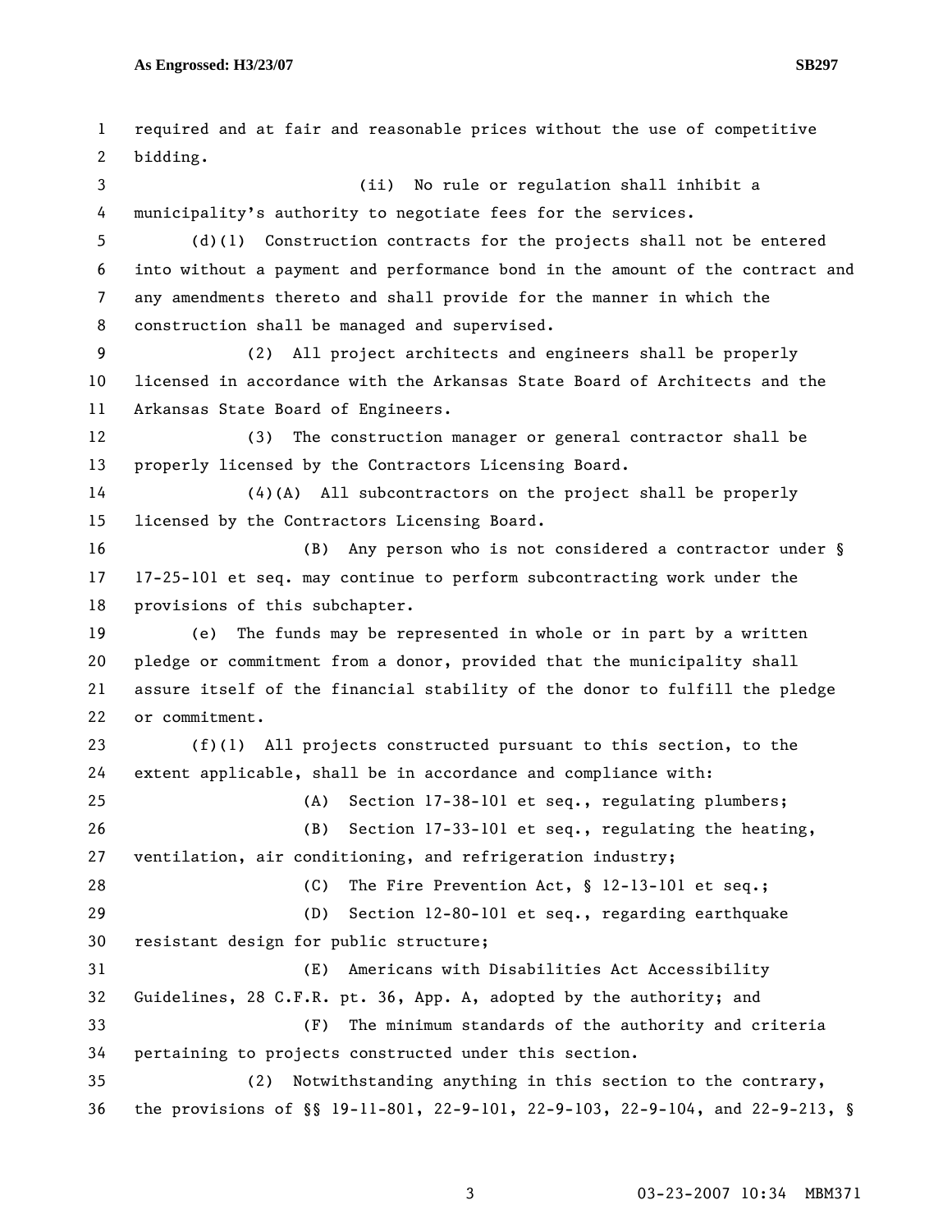required and at fair and reasonable prices without the use of competitive bidding.

(ii) No rule or regulation shall inhibit a municipality's authority to negotiate fees for the services.

(d)(1) Construction contracts for the projects shall not be entered into without a payment and performance bond in the amount of the contract and any amendments thereto and shall provide for the manner in which the construction shall be managed and supervised.

(2) All project architects and engineers shall be properly licensed in accordance with the Arkansas State Board of Architects and the Arkansas State Board of Engineers.

(3) The construction manager or general contractor shall be properly licensed by the Contractors Licensing Board.

(4)(A) All subcontractors on the project shall be properly licensed by the Contractors Licensing Board.

(B) Any person who is not considered a contractor under § 17-25-101 et seq. may continue to perform subcontracting work under the provisions of this subchapter.

(e) The funds may be represented in whole or in part by a written pledge or commitment from a donor, provided that the municipality shall assure itself of the financial stability of the donor to fulfill the pledge or commitment.

(f)(1) All projects constructed pursuant to this section, to the extent applicable, shall be in accordance and compliance with:

(A) Section 17-38-101 et seq., regulating plumbers;

(B) Section 17-33-101 et seq., regulating the heating, ventilation, air conditioning, and refrigeration industry;

(C) The Fire Prevention Act, § 12-13-101 et seq.;

(D) Section 12-80-101 et seq., regarding earthquake resistant design for public structure;

(E) Americans with Disabilities Act Accessibility Guidelines, 28 C.F.R. pt. 36, App. A, adopted by the authority; and

(F) The minimum standards of the authority and criteria pertaining to projects constructed under this section.

(2) Notwithstanding anything in this section to the contrary, the provisions of §§ 19-11-801, 22-9-101, 22-9-103, 22-9-104, and 22-9-213, §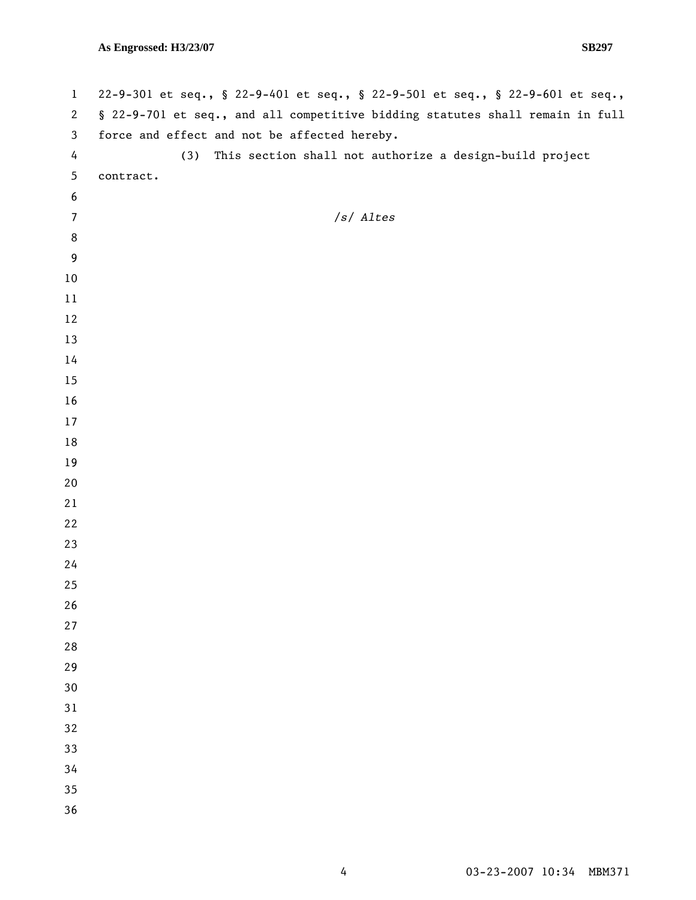22-9-301 et seq., § 22-9-401 et seq., § 22-9-501 et seq., § 22-9-601 et seq., § 22-9-701 et seq., and all competitive bidding statutes shall remain in full force and effect and not be affected hereby.

(3) This section shall not authorize a design-build project contract.

*/s/ Altes*